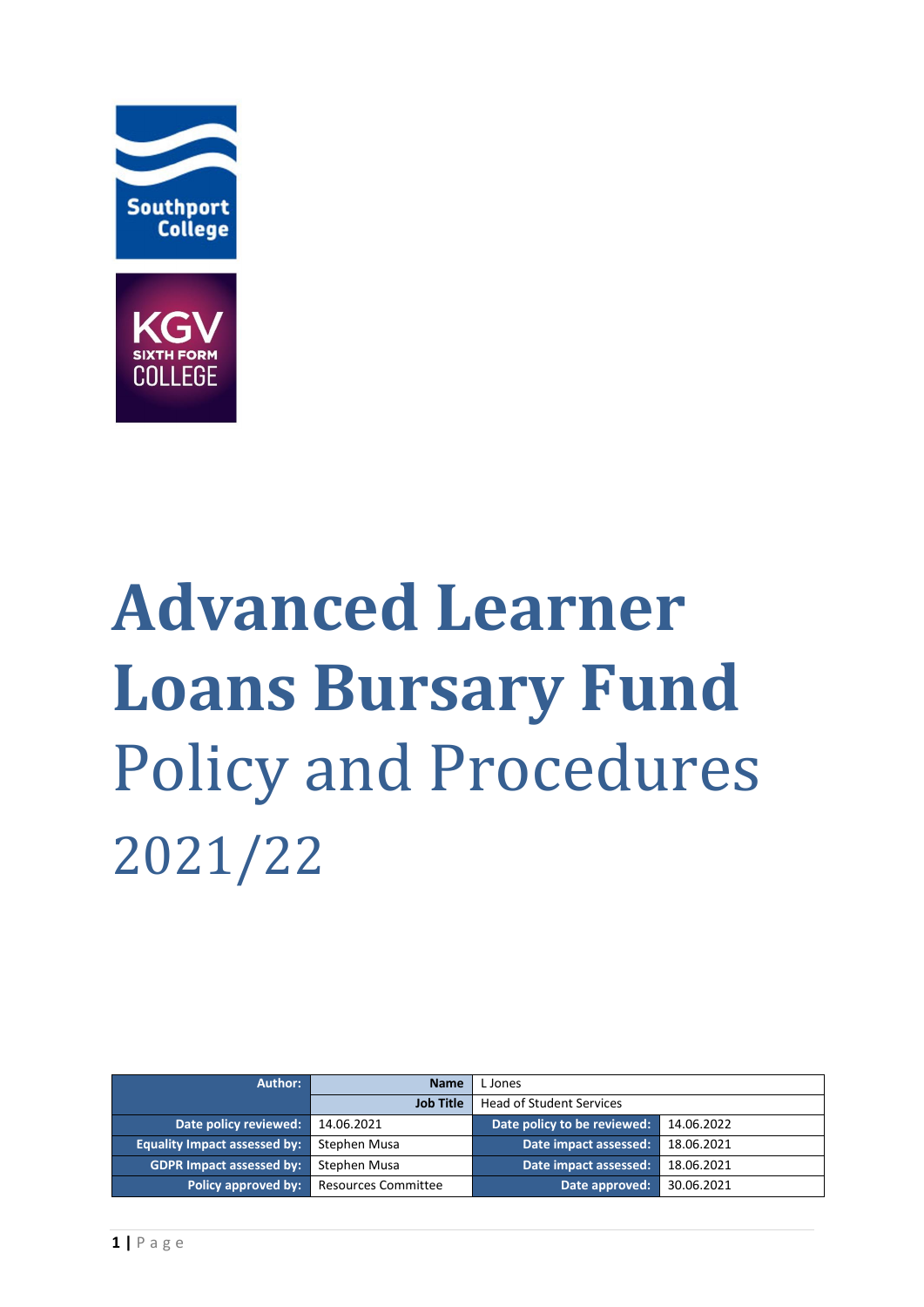# Advanced Learner Loans Bursary Fund

## Policy and Procedures

## 2021/22

| Author: | Name | L Jones | |
|---|---|---|---|
| | Job Title | Head of Student Services | |
| Date policy reviewed: | 14.06.2021 | Date policy to be reviewed: | 14.06.2022 |
| Equality Impact assessed by: | Stephen Musa | Date impact assessed: | 18.06.2021 |
| GDPR Impact assessed by: | Stephen Musa | Date impact assessed: | 18.06.2021 |
| Policy approved by: | Resources Committee | Date approved: | 30.06.2021 |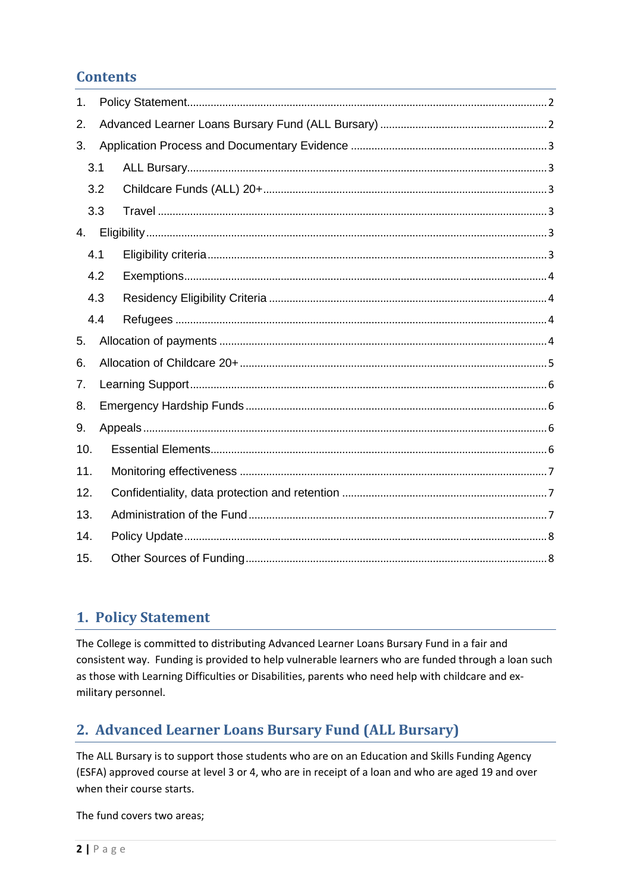## Contents

1. Policy Statement ..... 2
2. Advanced Learner Loans Bursary Fund (ALL Bursary) ..... 2
3. Application Process and Documentary Evidence ..... 3
   - 3.1 ALL Bursary ..... 3
   - 3.2 Childcare Funds (ALL) 20+ ..... 3
   - 3.3 Travel ..... 3
4. Eligibility ..... 3
   - 4.1 Eligibility criteria ..... 3
   - 4.2 Exemptions ..... 4
   - 4.3 Residency Eligibility Criteria ..... 4
   - 4.4 Refugees ..... 4
5. Allocation of payments ..... 4
6. Allocation of Childcare 20+ ..... 5
7. Learning Support ..... 6
8. Emergency Hardship Funds ..... 6
9. Appeals ..... 6
10. Essential Elements ..... 6
11. Monitoring effectiveness ..... 7
12. Confidentiality, data protection and retention ..... 7
13. Administration of the Fund ..... 7
14. Policy Update ..... 8
15. Other Sources of Funding ..... 8

## 1. Policy Statement

The College is committed to distributing Advanced Learner Loans Bursary Fund in a fair and consistent way. Funding is provided to help vulnerable learners who are funded through a loan such as those with Learning Difficulties or Disabilities, parents who need help with childcare and ex-military personnel.

## 2. Advanced Learner Loans Bursary Fund (ALL Bursary)

The ALL Bursary is to support those students who are on an Education and Skills Funding Agency (ESFA) approved course at level 3 or 4, who are in receipt of a loan and who are aged 19 and over when their course starts.

The fund covers two areas;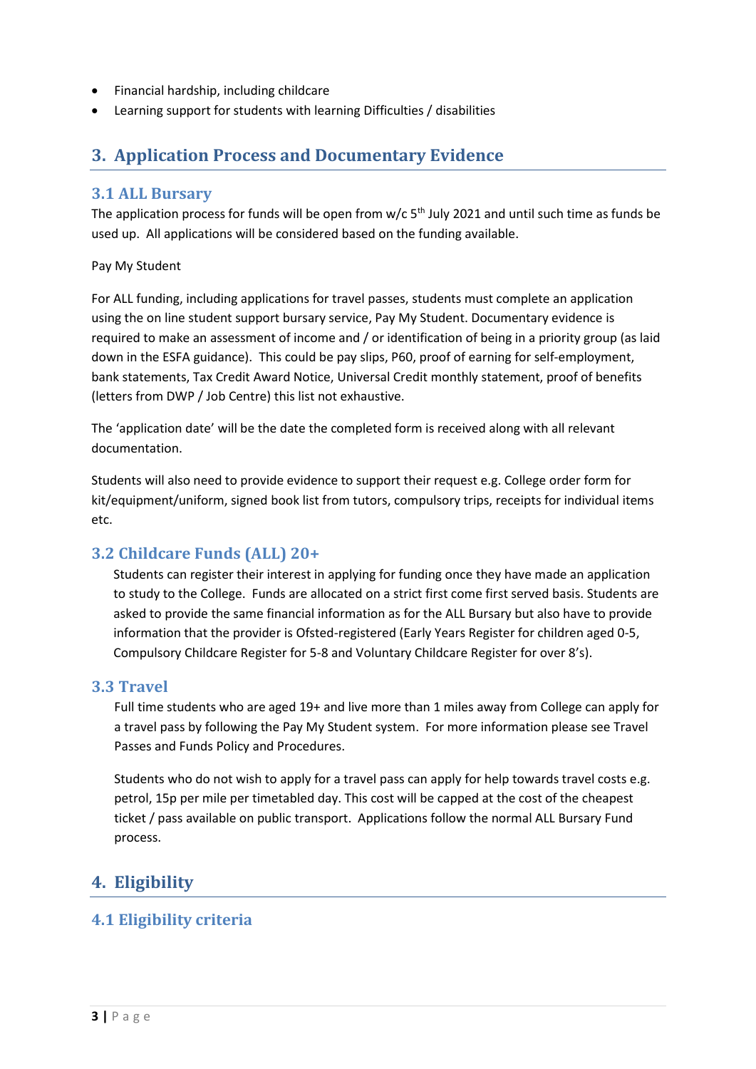- Financial hardship, including childcare
- Learning support for students with learning Difficulties / disabilities

## 3. Application Process and Documentary Evidence

### 3.1 ALL Bursary

The application process for funds will be open from w/c 5th July 2021 and until such time as funds be used up. All applications will be considered based on the funding available.

Pay My Student

For ALL funding, including applications for travel passes, students must complete an application using the on line student support bursary service, Pay My Student. Documentary evidence is required to make an assessment of income and / or identification of being in a priority group (as laid down in the ESFA guidance). This could be pay slips, P60, proof of earning for self-employment, bank statements, Tax Credit Award Notice, Universal Credit monthly statement, proof of benefits (letters from DWP / Job Centre) this list not exhaustive.

The 'application date' will be the date the completed form is received along with all relevant documentation.

Students will also need to provide evidence to support their request e.g. College order form for kit/equipment/uniform, signed book list from tutors, compulsory trips, receipts for individual items etc.

### 3.2 Childcare Funds (ALL) 20+

Students can register their interest in applying for funding once they have made an application to study to the College. Funds are allocated on a strict first come first served basis. Students are asked to provide the same financial information as for the ALL Bursary but also have to provide information that the provider is Ofsted-registered (Early Years Register for children aged 0-5, Compulsory Childcare Register for 5-8 and Voluntary Childcare Register for over 8's).

### 3.3 Travel

Full time students who are aged 19+ and live more than 1 miles away from College can apply for a travel pass by following the Pay My Student system. For more information please see Travel Passes and Funds Policy and Procedures.

Students who do not wish to apply for a travel pass can apply for help towards travel costs e.g. petrol, 15p per mile per timetabled day. This cost will be capped at the cost of the cheapest ticket / pass available on public transport. Applications follow the normal ALL Bursary Fund process.

## 4. Eligibility

### 4.1 Eligibility criteria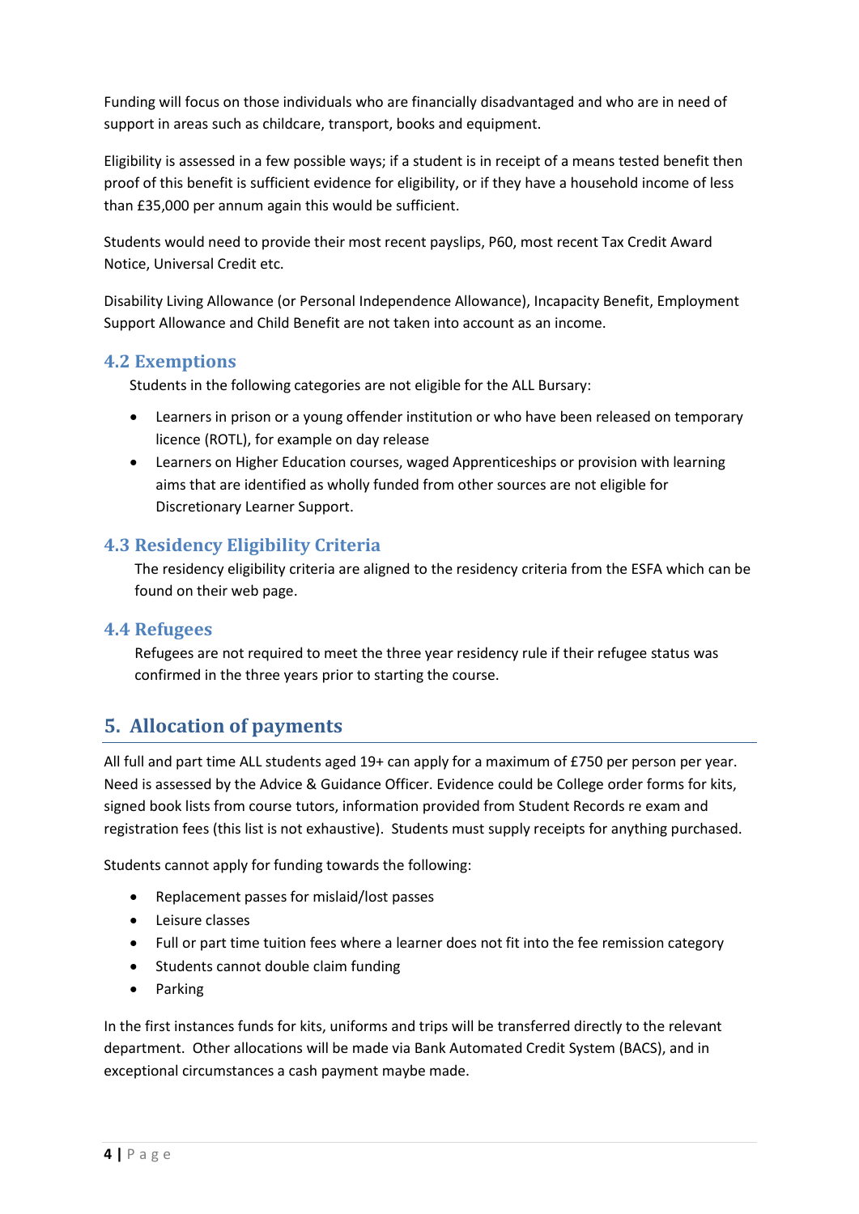Funding will focus on those individuals who are financially disadvantaged and who are in need of support in areas such as childcare, transport, books and equipment.

Eligibility is assessed in a few possible ways; if a student is in receipt of a means tested benefit then proof of this benefit is sufficient evidence for eligibility, or if they have a household income of less than £35,000 per annum again this would be sufficient.

Students would need to provide their most recent payslips, P60, most recent Tax Credit Award Notice, Universal Credit etc.

Disability Living Allowance (or Personal Independence Allowance), Incapacity Benefit, Employment Support Allowance and Child Benefit are not taken into account as an income.

### 4.2 Exemptions

Students in the following categories are not eligible for the ALL Bursary:

- Learners in prison or a young offender institution or who have been released on temporary licence (ROTL), for example on day release
- Learners on Higher Education courses, waged Apprenticeships or provision with learning aims that are identified as wholly funded from other sources are not eligible for Discretionary Learner Support.

### 4.3 Residency Eligibility Criteria

The residency eligibility criteria are aligned to the residency criteria from the ESFA which can be found on their web page.

### 4.4 Refugees

Refugees are not required to meet the three year residency rule if their refugee status was confirmed in the three years prior to starting the course.

## 5. Allocation of payments

All full and part time ALL students aged 19+ can apply for a maximum of £750 per person per year. Need is assessed by the Advice & Guidance Officer. Evidence could be College order forms for kits, signed book lists from course tutors, information provided from Student Records re exam and registration fees (this list is not exhaustive). Students must supply receipts for anything purchased.

Students cannot apply for funding towards the following:

- Replacement passes for mislaid/lost passes
- Leisure classes
- Full or part time tuition fees where a learner does not fit into the fee remission category
- Students cannot double claim funding
- Parking

In the first instances funds for kits, uniforms and trips will be transferred directly to the relevant department. Other allocations will be made via Bank Automated Credit System (BACS), and in exceptional circumstances a cash payment maybe made.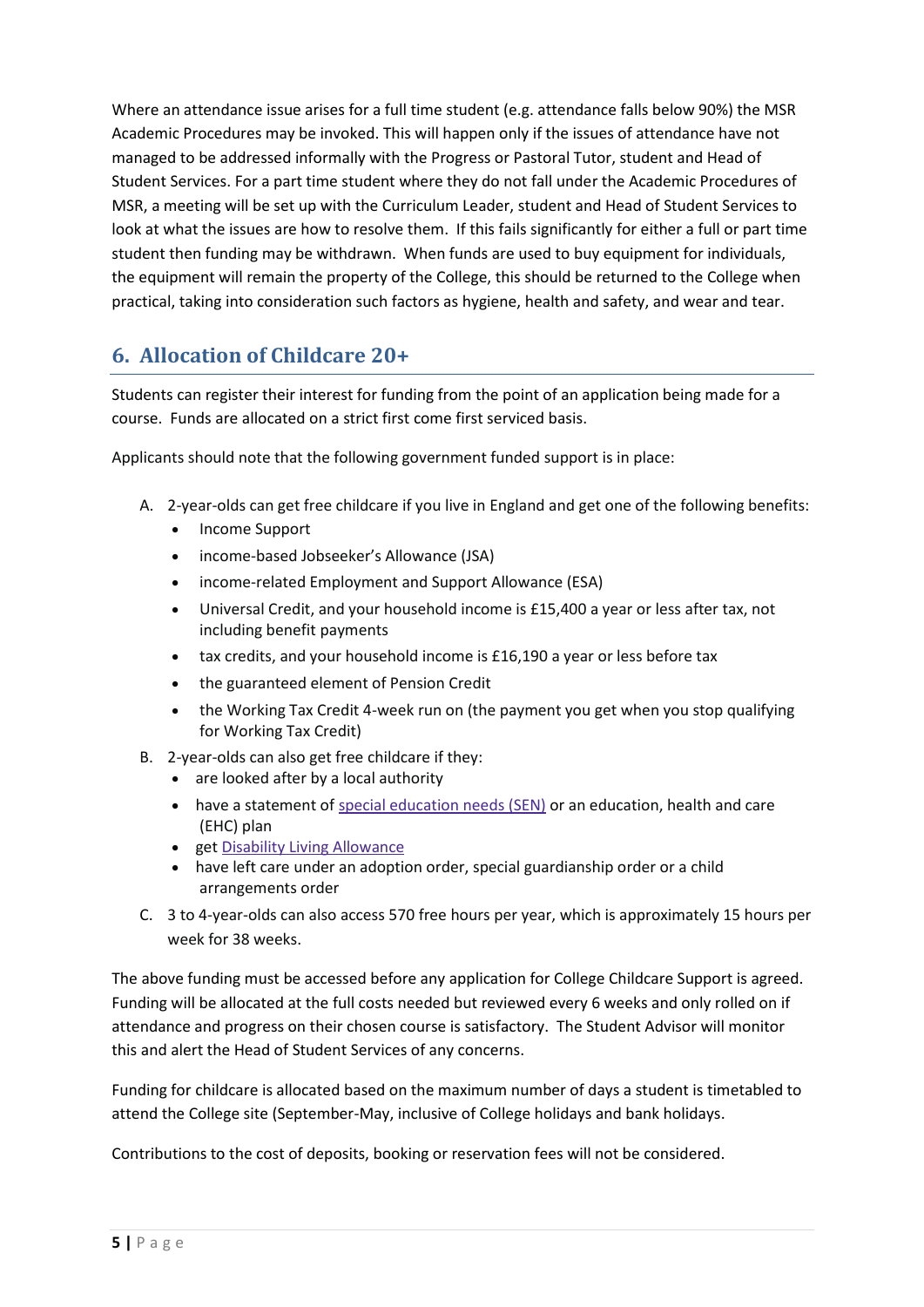Where an attendance issue arises for a full time student (e.g. attendance falls below 90%) the MSR Academic Procedures may be invoked. This will happen only if the issues of attendance have not managed to be addressed informally with the Progress or Pastoral Tutor, student and Head of Student Services. For a part time student where they do not fall under the Academic Procedures of MSR, a meeting will be set up with the Curriculum Leader, student and Head of Student Services to look at what the issues are how to resolve them. If this fails significantly for either a full or part time student then funding may be withdrawn. When funds are used to buy equipment for individuals, the equipment will remain the property of the College, this should be returned to the College when practical, taking into consideration such factors as hygiene, health and safety, and wear and tear.

## 6. Allocation of Childcare 20+

Students can register their interest for funding from the point of an application being made for a course. Funds are allocated on a strict first come first serviced basis.

Applicants should note that the following government funded support is in place:

A. 2-year-olds can get free childcare if you live in England and get one of the following benefits:
   - Income Support
   - income-based Jobseeker's Allowance (JSA)
   - income-related Employment and Support Allowance (ESA)
   - Universal Credit, and your household income is £15,400 a year or less after tax, not including benefit payments
   - tax credits, and your household income is £16,190 a year or less before tax
   - the guaranteed element of Pension Credit
   - the Working Tax Credit 4-week run on (the payment you get when you stop qualifying for Working Tax Credit)

B. 2-year-olds can also get free childcare if they:
   - are looked after by a local authority
   - have a statement of special education needs (SEN) or an education, health and care (EHC) plan
   - get Disability Living Allowance
   - have left care under an adoption order, special guardianship order or a child arrangements order

C. 3 to 4-year-olds can also access 570 free hours per year, which is approximately 15 hours per week for 38 weeks.

The above funding must be accessed before any application for College Childcare Support is agreed. Funding will be allocated at the full costs needed but reviewed every 6 weeks and only rolled on if attendance and progress on their chosen course is satisfactory. The Student Advisor will monitor this and alert the Head of Student Services of any concerns.

Funding for childcare is allocated based on the maximum number of days a student is timetabled to attend the College site (September-May, inclusive of College holidays and bank holidays.

Contributions to the cost of deposits, booking or reservation fees will not be considered.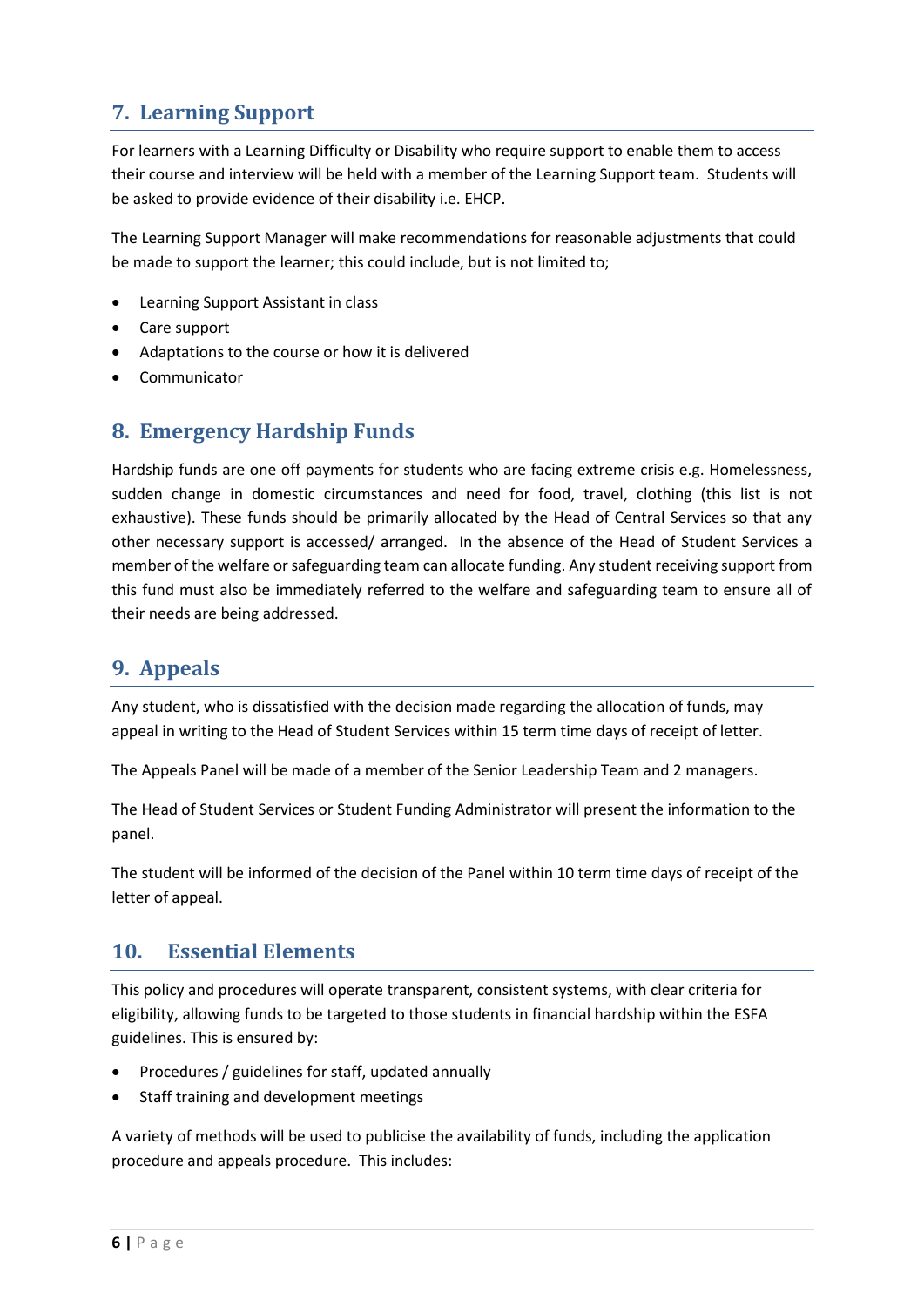## 7. Learning Support

For learners with a Learning Difficulty or Disability who require support to enable them to access their course and interview will be held with a member of the Learning Support team. Students will be asked to provide evidence of their disability i.e. EHCP.

The Learning Support Manager will make recommendations for reasonable adjustments that could be made to support the learner; this could include, but is not limited to;

- Learning Support Assistant in class
- Care support
- Adaptations to the course or how it is delivered
- Communicator

## 8. Emergency Hardship Funds

Hardship funds are one off payments for students who are facing extreme crisis e.g. Homelessness, sudden change in domestic circumstances and need for food, travel, clothing (this list is not exhaustive). These funds should be primarily allocated by the Head of Central Services so that any other necessary support is accessed/ arranged. In the absence of the Head of Student Services a member of the welfare or safeguarding team can allocate funding. Any student receiving support from this fund must also be immediately referred to the welfare and safeguarding team to ensure all of their needs are being addressed.

## 9. Appeals

Any student, who is dissatisfied with the decision made regarding the allocation of funds, may appeal in writing to the Head of Student Services within 15 term time days of receipt of letter.

The Appeals Panel will be made of a member of the Senior Leadership Team and 2 managers.

The Head of Student Services or Student Funding Administrator will present the information to the panel.

The student will be informed of the decision of the Panel within 10 term time days of receipt of the letter of appeal.

## 10. Essential Elements

This policy and procedures will operate transparent, consistent systems, with clear criteria for eligibility, allowing funds to be targeted to those students in financial hardship within the ESFA guidelines. This is ensured by:

- Procedures / guidelines for staff, updated annually
- Staff training and development meetings

A variety of methods will be used to publicise the availability of funds, including the application procedure and appeals procedure. This includes: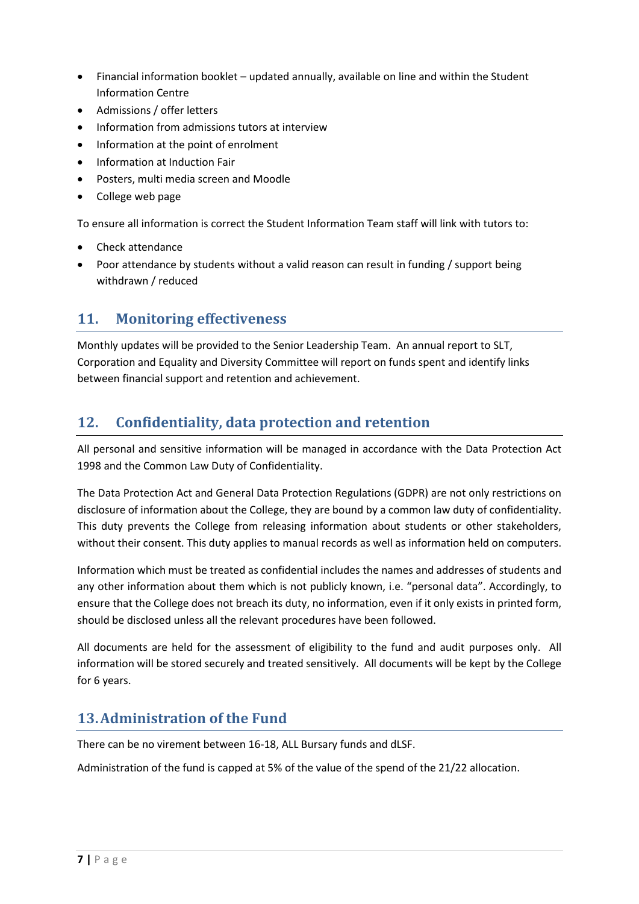- Financial information booklet – updated annually, available on line and within the Student Information Centre
- Admissions / offer letters
- Information from admissions tutors at interview
- Information at the point of enrolment
- Information at Induction Fair
- Posters, multi media screen and Moodle
- College web page

To ensure all information is correct the Student Information Team staff will link with tutors to:

- Check attendance
- Poor attendance by students without a valid reason can result in funding / support being withdrawn / reduced

## 11. Monitoring effectiveness

Monthly updates will be provided to the Senior Leadership Team. An annual report to SLT, Corporation and Equality and Diversity Committee will report on funds spent and identify links between financial support and retention and achievement.

## 12. Confidentiality, data protection and retention

All personal and sensitive information will be managed in accordance with the Data Protection Act 1998 and the Common Law Duty of Confidentiality.

The Data Protection Act and General Data Protection Regulations (GDPR) are not only restrictions on disclosure of information about the College, they are bound by a common law duty of confidentiality. This duty prevents the College from releasing information about students or other stakeholders, without their consent. This duty applies to manual records as well as information held on computers.

Information which must be treated as confidential includes the names and addresses of students and any other information about them which is not publicly known, i.e. "personal data". Accordingly, to ensure that the College does not breach its duty, no information, even if it only exists in printed form, should be disclosed unless all the relevant procedures have been followed.

All documents are held for the assessment of eligibility to the fund and audit purposes only. All information will be stored securely and treated sensitively. All documents will be kept by the College for 6 years.

## 13. Administration of the Fund

There can be no virement between 16-18, ALL Bursary funds and dLSF.

Administration of the fund is capped at 5% of the value of the spend of the 21/22 allocation.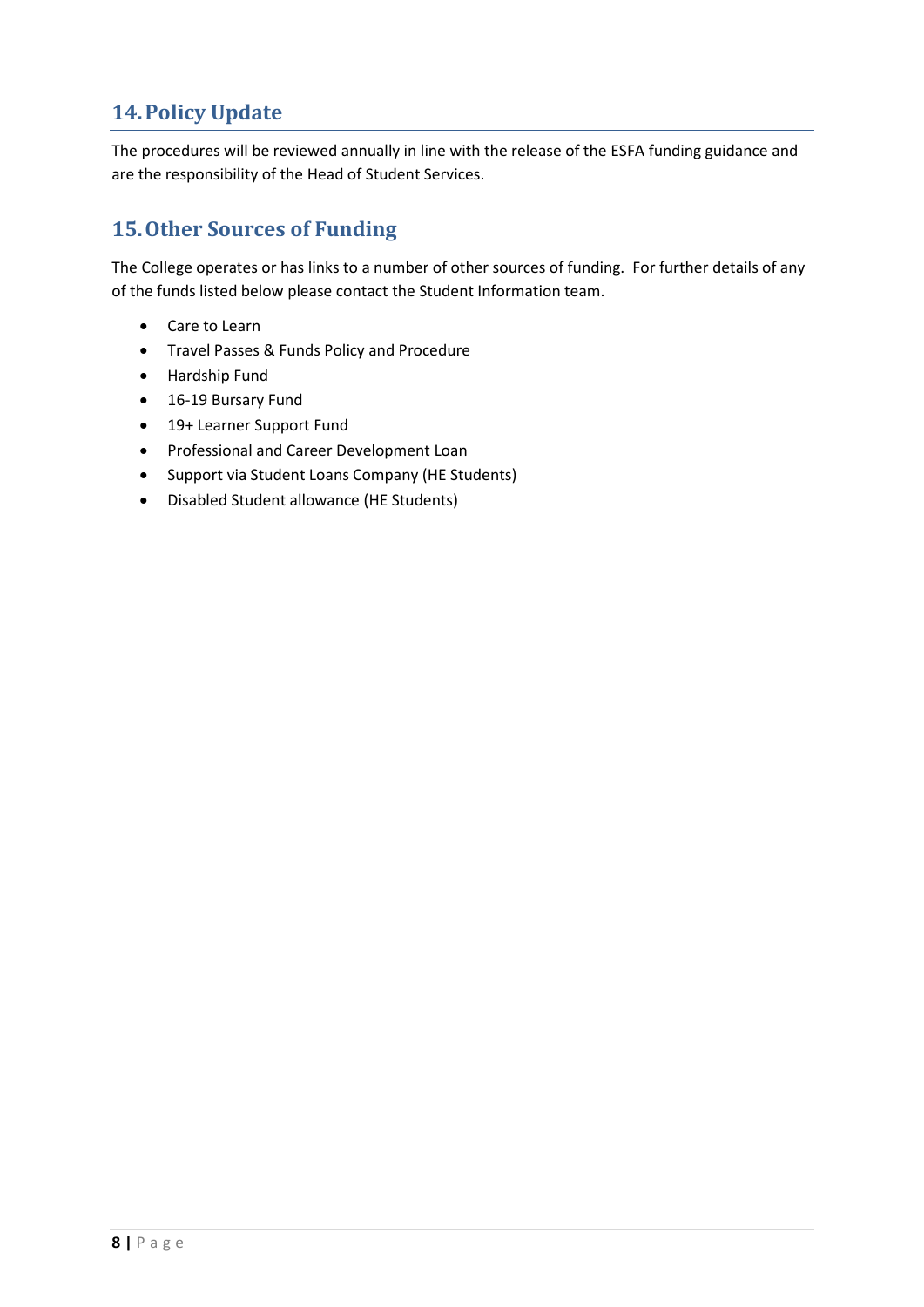## 14. Policy Update

The procedures will be reviewed annually in line with the release of the ESFA funding guidance and are the responsibility of the Head of Student Services.

## 15. Other Sources of Funding

The College operates or has links to a number of other sources of funding. For further details of any of the funds listed below please contact the Student Information team.

- Care to Learn
- Travel Passes & Funds Policy and Procedure
- Hardship Fund
- 16-19 Bursary Fund
- 19+ Learner Support Fund
- Professional and Career Development Loan
- Support via Student Loans Company (HE Students)
- Disabled Student allowance (HE Students)